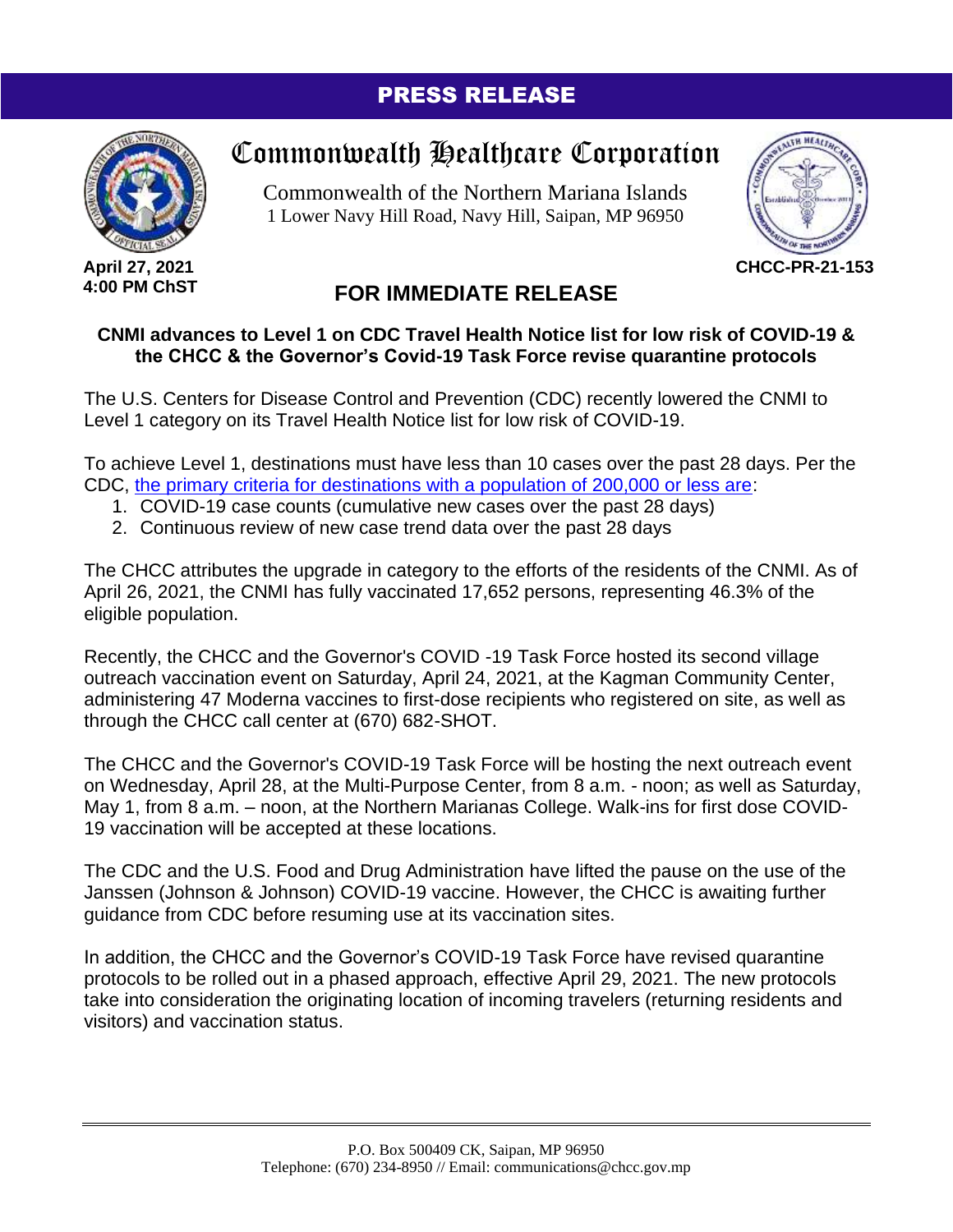# PRESS RELEASE

## Commonwealth Healthcare Corporation

Commonwealth of the Northern Mariana Islands
1 Lower Navy Hill Road, Navy Hill, Saipan, MP 96950

**April 27, 2021**
**4:00 PM ChST**

**CHCC-PR-21-153**

## FOR IMMEDIATE RELEASE

**CNMI advances to Level 1 on CDC Travel Health Notice list for low risk of COVID-19 & the CHCC & the Governor's Covid-19 Task Force revise quarantine protocols**

The U.S. Centers for Disease Control and Prevention (CDC) recently lowered the CNMI to Level 1 category on its Travel Health Notice list for low risk of COVID-19.

To achieve Level 1, destinations must have less than 10 cases over the past 28 days. Per the CDC, the primary criteria for destinations with a population of 200,000 or less are:

1. COVID-19 case counts (cumulative new cases over the past 28 days)
2. Continuous review of new case trend data over the past 28 days

The CHCC attributes the upgrade in category to the efforts of the residents of the CNMI. As of April 26, 2021, the CNMI has fully vaccinated 17,652 persons, representing 46.3% of the eligible population.

Recently, the CHCC and the Governor's COVID -19 Task Force hosted its second village outreach vaccination event on Saturday, April 24, 2021, at the Kagman Community Center, administering 47 Moderna vaccines to first-dose recipients who registered on site, as well as through the CHCC call center at (670) 682-SHOT.

The CHCC and the Governor's COVID-19 Task Force will be hosting the next outreach event on Wednesday, April 28, at the Multi-Purpose Center, from 8 a.m. - noon; as well as Saturday, May 1, from 8 a.m. – noon, at the Northern Marianas College. Walk-ins for first dose COVID-19 vaccination will be accepted at these locations.

The CDC and the U.S. Food and Drug Administration have lifted the pause on the use of the Janssen (Johnson & Johnson) COVID-19 vaccine. However, the CHCC is awaiting further guidance from CDC before resuming use at its vaccination sites.

In addition, the CHCC and the Governor's COVID-19 Task Force have revised quarantine protocols to be rolled out in a phased approach, effective April 29, 2021. The new protocols take into consideration the originating location of incoming travelers (returning residents and visitors) and vaccination status.

P.O. Box 500409 CK, Saipan, MP 96950
Telephone: (670) 234-8950 // Email: communications@chcc.gov.mp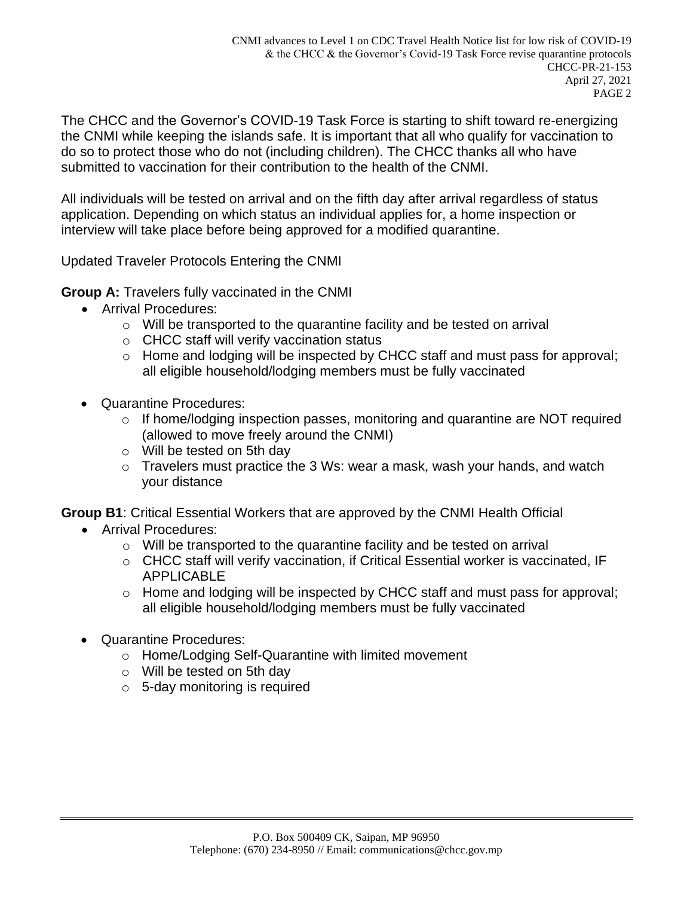The CHCC and the Governor's COVID-19 Task Force is starting to shift toward re-energizing the CNMI while keeping the islands safe. It is important that all who qualify for vaccination to do so to protect those who do not (including children). The CHCC thanks all who have submitted to vaccination for their contribution to the health of the CNMI.

All individuals will be tested on arrival and on the fifth day after arrival regardless of status application. Depending on which status an individual applies for, a home inspection or interview will take place before being approved for a modified quarantine.

Updated Traveler Protocols Entering the CNMI

**Group A:** Travelers fully vaccinated in the CNMI

- Arrival Procedures:
  - Will be transported to the quarantine facility and be tested on arrival
  - CHCC staff will verify vaccination status
  - Home and lodging will be inspected by CHCC staff and must pass for approval; all eligible household/lodging members must be fully vaccinated

- Quarantine Procedures:
  - If home/lodging inspection passes, monitoring and quarantine are NOT required (allowed to move freely around the CNMI)
  - Will be tested on 5th day
  - Travelers must practice the 3 Ws: wear a mask, wash your hands, and watch your distance

**Group B1**: Critical Essential Workers that are approved by the CNMI Health Official

- Arrival Procedures:
  - Will be transported to the quarantine facility and be tested on arrival
  - CHCC staff will verify vaccination, if Critical Essential worker is vaccinated, IF APPLICABLE
  - Home and lodging will be inspected by CHCC staff and must pass for approval; all eligible household/lodging members must be fully vaccinated

- Quarantine Procedures:
  - Home/Lodging Self-Quarantine with limited movement
  - Will be tested on 5th day
  - 5-day monitoring is required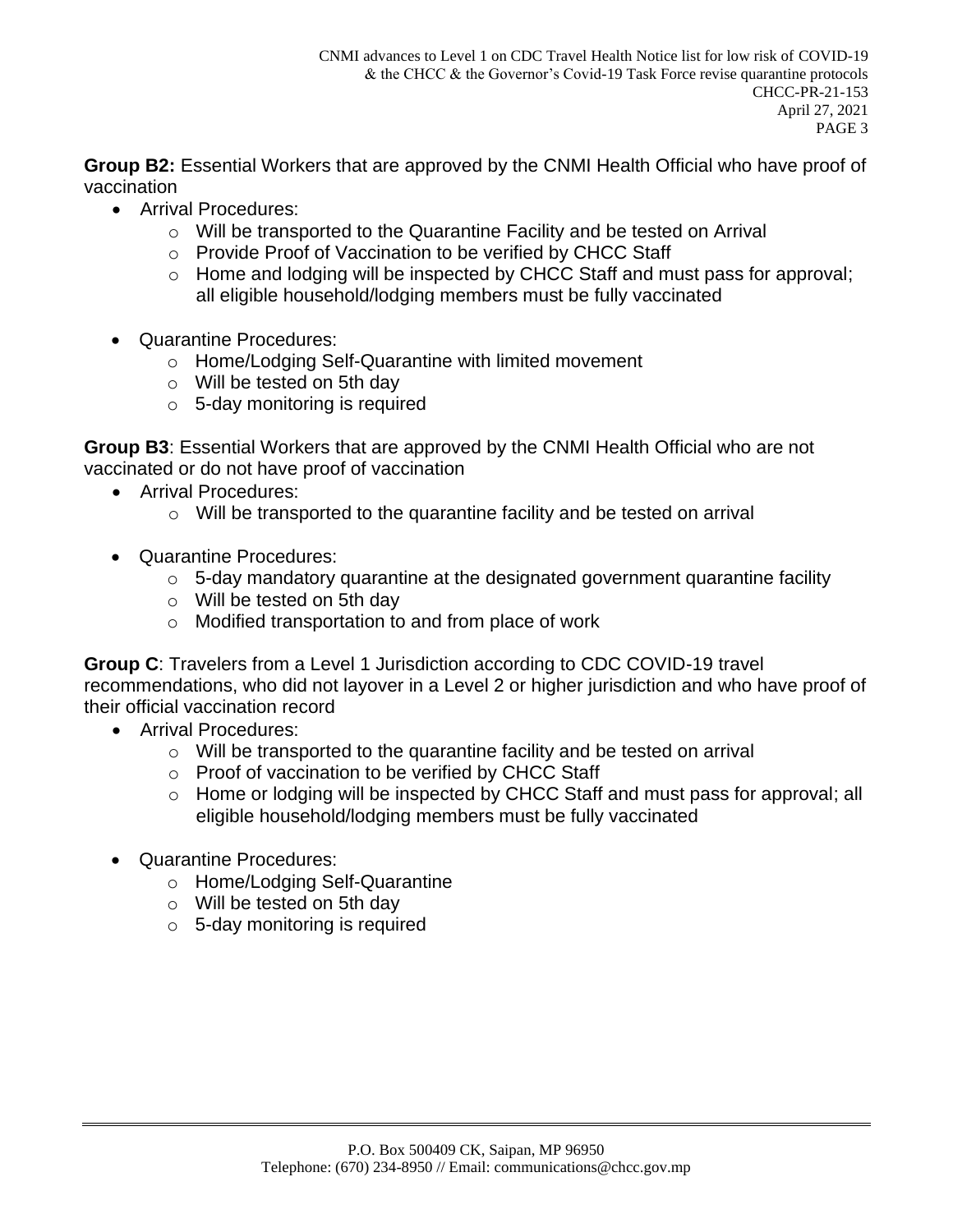**Group B2:** Essential Workers that are approved by the CNMI Health Official who have proof of vaccination

- Arrival Procedures:
  - Will be transported to the Quarantine Facility and be tested on Arrival
  - Provide Proof of Vaccination to be verified by CHCC Staff
  - Home and lodging will be inspected by CHCC Staff and must pass for approval; all eligible household/lodging members must be fully vaccinated
- Quarantine Procedures:
  - Home/Lodging Self-Quarantine with limited movement
  - Will be tested on 5th day
  - 5-day monitoring is required

**Group B3**: Essential Workers that are approved by the CNMI Health Official who are not vaccinated or do not have proof of vaccination

- Arrival Procedures:
  - Will be transported to the quarantine facility and be tested on arrival
- Quarantine Procedures:
  - 5-day mandatory quarantine at the designated government quarantine facility
  - Will be tested on 5th day
  - Modified transportation to and from place of work

**Group C**: Travelers from a Level 1 Jurisdiction according to CDC COVID-19 travel recommendations, who did not layover in a Level 2 or higher jurisdiction and who have proof of their official vaccination record

- Arrival Procedures:
  - Will be transported to the quarantine facility and be tested on arrival
  - Proof of vaccination to be verified by CHCC Staff
  - Home or lodging will be inspected by CHCC Staff and must pass for approval; all eligible household/lodging members must be fully vaccinated
- Quarantine Procedures:
  - Home/Lodging Self-Quarantine
  - Will be tested on 5th day
  - 5-day monitoring is required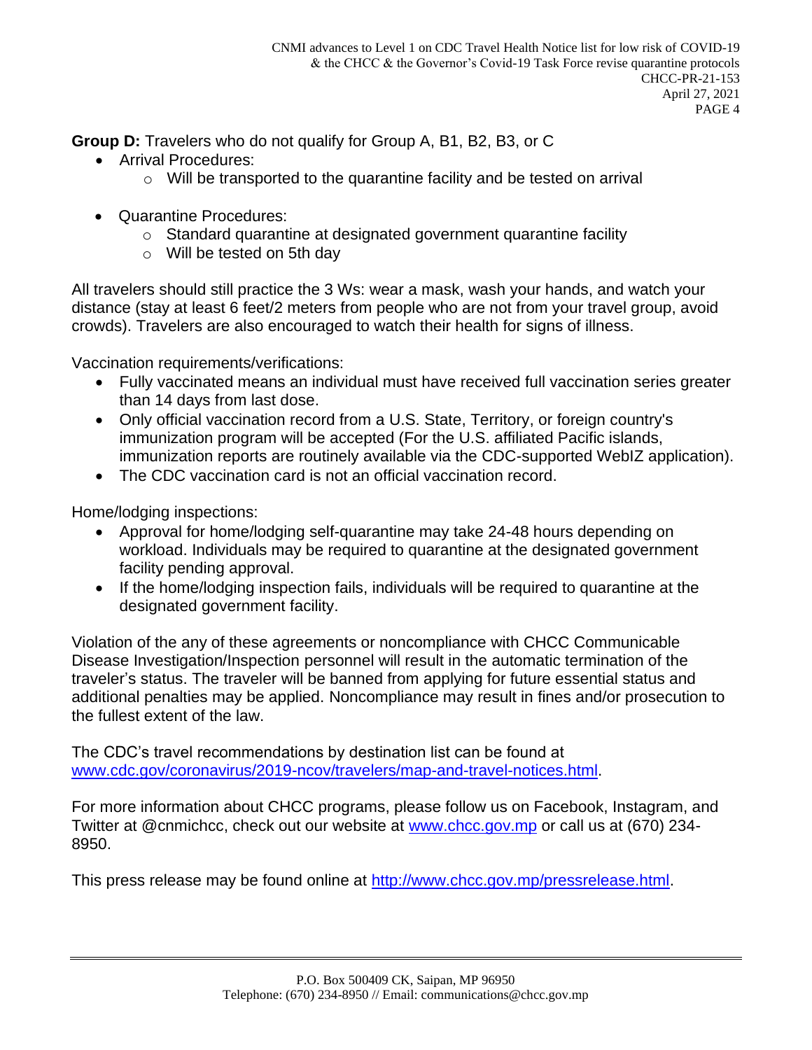**Group D:** Travelers who do not qualify for Group A, B1, B2, B3, or C

- Arrival Procedures:
  - Will be transported to the quarantine facility and be tested on arrival
- Quarantine Procedures:
  - Standard quarantine at designated government quarantine facility
  - Will be tested on 5th day

All travelers should still practice the 3 Ws: wear a mask, wash your hands, and watch your distance (stay at least 6 feet/2 meters from people who are not from your travel group, avoid crowds). Travelers are also encouraged to watch their health for signs of illness.

Vaccination requirements/verifications:

- Fully vaccinated means an individual must have received full vaccination series greater than 14 days from last dose.
- Only official vaccination record from a U.S. State, Territory, or foreign country's immunization program will be accepted (For the U.S. affiliated Pacific islands, immunization reports are routinely available via the CDC-supported WebIZ application).
- The CDC vaccination card is not an official vaccination record.

Home/lodging inspections:

- Approval for home/lodging self-quarantine may take 24-48 hours depending on workload. Individuals may be required to quarantine at the designated government facility pending approval.
- If the home/lodging inspection fails, individuals will be required to quarantine at the designated government facility.

Violation of the any of these agreements or noncompliance with CHCC Communicable Disease Investigation/Inspection personnel will result in the automatic termination of the traveler's status. The traveler will be banned from applying for future essential status and additional penalties may be applied. Noncompliance may result in fines and/or prosecution to the fullest extent of the law.

The CDC's travel recommendations by destination list can be found at www.cdc.gov/coronavirus/2019-ncov/travelers/map-and-travel-notices.html.

For more information about CHCC programs, please follow us on Facebook, Instagram, and Twitter at @cnmichcc, check out our website at www.chcc.gov.mp or call us at (670) 234-8950.

This press release may be found online at http://www.chcc.gov.mp/pressrelease.html.

P.O. Box 500409 CK, Saipan, MP 96950
Telephone: (670) 234-8950 // Email: communications@chcc.gov.mp